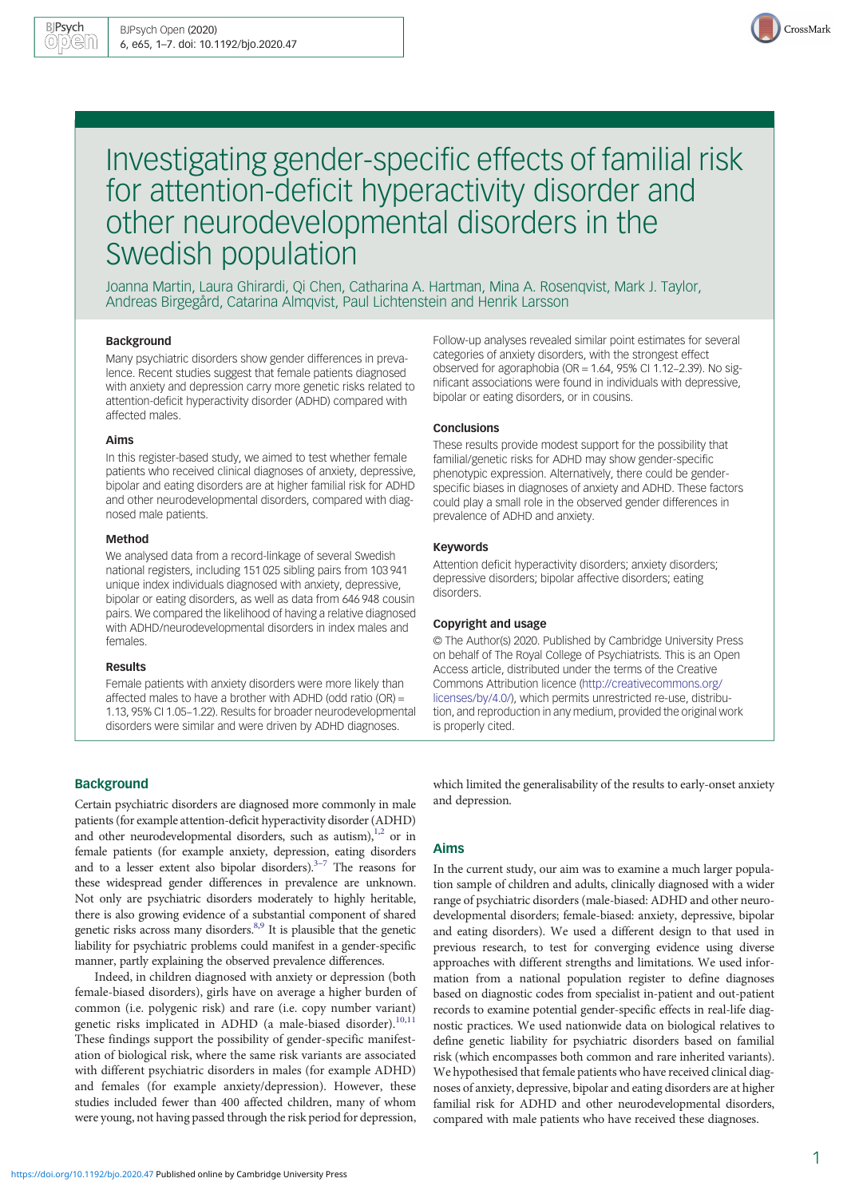# Investigating gender-specific effects of familial risk for attention-deficit hyperactivity disorder and other neurodevelopmental disorders in the Swedish population

Joanna Martin, Laura Ghirardi, Qi Chen, Catharina A. Hartman, Mina A. Rosenqvist, Mark J. Taylor, Andreas Birgegård, Catarina Almqvist, Paul Lichtenstein and Henrik Larsson

### Background

Many psychiatric disorders show gender differences in prevalence. Recent studies suggest that female patients diagnosed with anxiety and depression carry more genetic risks related to attention-deficit hyperactivity disorder (ADHD) compared with affected males.

### Aims

In this register-based study, we aimed to test whether female patients who received clinical diagnoses of anxiety, depressive, bipolar and eating disorders are at higher familial risk for ADHD and other neurodevelopmental disorders, compared with diagnosed male patients.

### Method

We analysed data from a record-linkage of several Swedish national registers, including 151 025 sibling pairs from 103 941 unique index individuals diagnosed with anxiety, depressive, bipolar or eating disorders, as well as data from 646 948 cousin pairs. We compared the likelihood of having a relative diagnosed with ADHD/neurodevelopmental disorders in index males and females.

### Results

Female patients with anxiety disorders were more likely than affected males to have a brother with ADHD (odd ratio (OR) = 1.13, 95% CI 1.05–1.22). Results for broader neurodevelopmental disorders were similar and were driven by ADHD diagnoses. Follow-up analyses revealed similar point estimates for several categories of anxiety disorders, with the strongest effect observed for agoraphobia (OR = 1.64, 95% CI 1.12–2.39). No significant associations were found in individuals with depressive, bipolar or eating disorders, or in cousins.

### Conclusions

These results provide modest support for the possibility that familial/genetic risks for ADHD may show gender-specific phenotypic expression. Alternatively, there could be gender-specific biases in diagnoses of anxiety and ADHD. These factors could play a small role in the observed gender differences in prevalence of ADHD and anxiety.

### Keywords

Attention deficit hyperactivity disorders; anxiety disorders; depressive disorders; bipolar affective disorders; eating disorders.

### Copyright and usage

© The Author(s) 2020. Published by Cambridge University Press on behalf of The Royal College of Psychiatrists. This is an Open Access article, distributed under the terms of the Creative Commons Attribution licence (http://creativecommons.org/licenses/by/4.0/), which permits unrestricted re-use, distribution, and reproduction in any medium, provided the original work is properly cited.

## Background

Certain psychiatric disorders are diagnosed more commonly in male patients (for example attention-deficit hyperactivity disorder (ADHD) and other neurodevelopmental disorders, such as autism),[1,2] or in female patients (for example anxiety, depression, eating disorders and to a lesser extent also bipolar disorders).[3–7] The reasons for these widespread gender differences in prevalence are unknown. Not only are psychiatric disorders moderately to highly heritable, there is also growing evidence of a substantial component of shared genetic risks across many disorders.[8,9] It is plausible that the genetic liability for psychiatric problems could manifest in a gender-specific manner, partly explaining the observed prevalence differences.

Indeed, in children diagnosed with anxiety or depression (both female-biased disorders), girls have on average a higher burden of common (i.e. polygenic risk) and rare (i.e. copy number variant) genetic risks implicated in ADHD (a male-biased disorder).[10,11] These findings support the possibility of gender-specific manifestation of biological risk, where the same risk variants are associated with different psychiatric disorders in males (for example ADHD) and females (for example anxiety/depression). However, these studies included fewer than 400 affected children, many of whom were young, not having passed through the risk period for depression, which limited the generalisability of the results to early-onset anxiety and depression.

## Aims

In the current study, our aim was to examine a much larger population sample of children and adults, clinically diagnosed with a wider range of psychiatric disorders (male-biased: ADHD and other neurodevelopmental disorders; female-biased: anxiety, depressive, bipolar and eating disorders). We used a different design to that used in previous research, to test for converging evidence using diverse approaches with different strengths and limitations. We used information from a national population register to define diagnoses based on diagnostic codes from specialist in-patient and out-patient records to examine potential gender-specific effects in real-life diagnostic practices. We used nationwide data on biological relatives to define genetic liability for psychiatric disorders based on familial risk (which encompasses both common and rare inherited variants). We hypothesised that female patients who have received clinical diagnoses of anxiety, depressive, bipolar and eating disorders are at higher familial risk for ADHD and other neurodevelopmental disorders, compared with male patients who have received these diagnoses.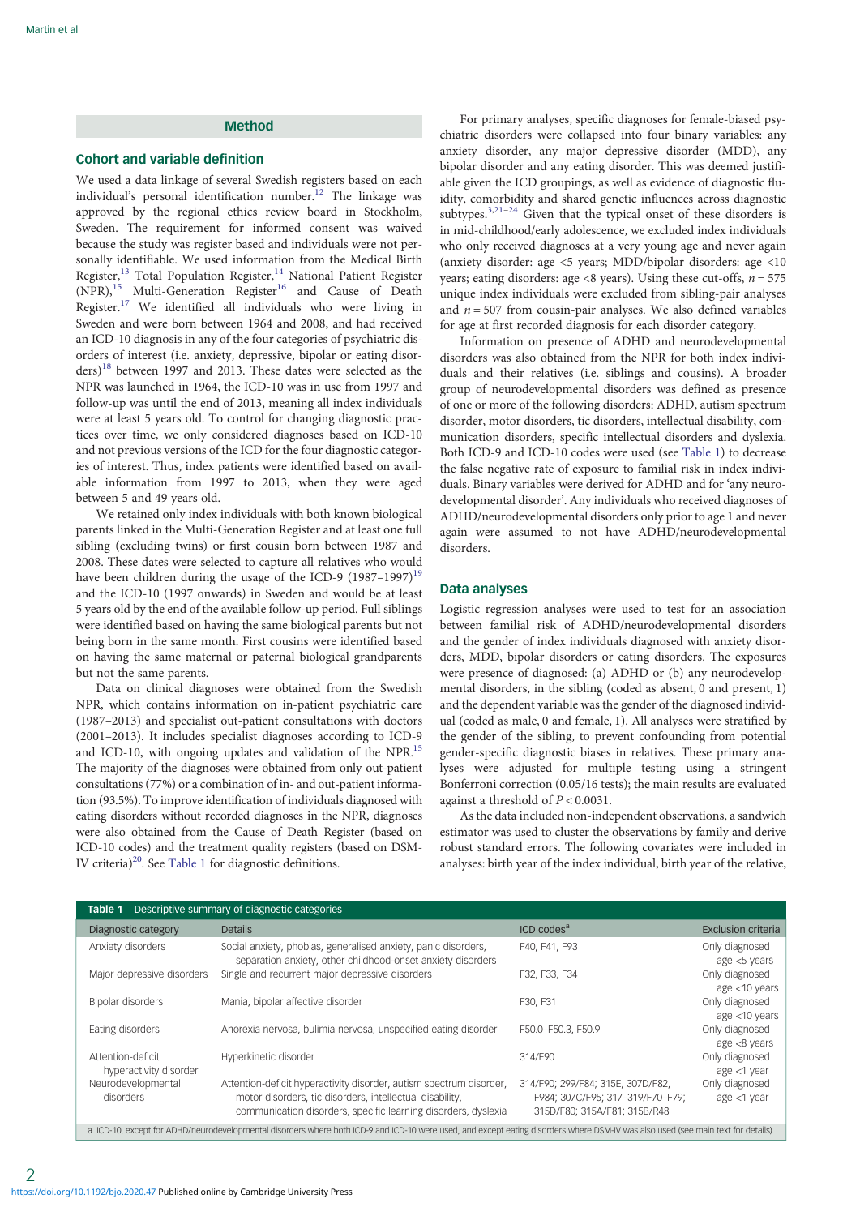## Method

### Cohort and variable definition

We used a data linkage of several Swedish registers based on each individual's personal identification number.[12] The linkage was approved by the regional ethics review board in Stockholm, Sweden. The requirement for informed consent was waived because the study was register based and individuals were not personally identifiable. We used information from the Medical Birth Register,[13] Total Population Register,[14] National Patient Register (NPR),[15] Multi-Generation Register[16] and Cause of Death Register.[17] We identified all individuals who were living in Sweden and were born between 1964 and 2008, and had received an ICD-10 diagnosis in any of the four categories of psychiatric disorders of interest (i.e. anxiety, depressive, bipolar or eating disorders)[18] between 1997 and 2013. These dates were selected as the NPR was launched in 1964, the ICD-10 was in use from 1997 and follow-up was until the end of 2013, meaning all index individuals were at least 5 years old. To control for changing diagnostic practices over time, we only considered diagnoses based on ICD-10 and not previous versions of the ICD for the four diagnostic categories of interest. Thus, index patients were identified based on available information from 1997 to 2013, when they were aged between 5 and 49 years old.

We retained only index individuals with both known biological parents linked in the Multi-Generation Register and at least one full sibling (excluding twins) or first cousin born between 1987 and 2008. These dates were selected to capture all relatives who would have been children during the usage of the ICD-9 (1987–1997)[19] and the ICD-10 (1997 onwards) in Sweden and would be at least 5 years old by the end of the available follow-up period. Full siblings were identified based on having the same biological parents but not being born in the same month. First cousins were identified based on having the same maternal or paternal biological grandparents but not the same parents.

Data on clinical diagnoses were obtained from the Swedish NPR, which contains information on in-patient psychiatric care (1987–2013) and specialist out-patient consultations with doctors (2001–2013). It includes specialist diagnoses according to ICD-9 and ICD-10, with ongoing updates and validation of the NPR.[15] The majority of the diagnoses were obtained from only out-patient consultations (77%) or a combination of in- and out-patient information (93.5%). To improve identification of individuals diagnosed with eating disorders without recorded diagnoses in the NPR, diagnoses were also obtained from the Cause of Death Register (based on ICD-10 codes) and the treatment quality registers (based on DSM-IV criteria)[20]. See Table 1 for diagnostic definitions.

For primary analyses, specific diagnoses for female-biased psychiatric disorders were collapsed into four binary variables: any anxiety disorder, any major depressive disorder (MDD), any bipolar disorder and any eating disorder. This was deemed justifiable given the ICD groupings, as well as evidence of diagnostic fluidity, comorbidity and shared genetic influences across diagnostic subtypes.[3,21–24] Given that the typical onset of these disorders is in mid-childhood/early adolescence, we excluded index individuals who only received diagnoses at a very young age and never again (anxiety disorder: age <5 years; MDD/bipolar disorders: age <10 years; eating disorders: age <8 years). Using these cut-offs, $n = 575$ unique index individuals were excluded from sibling-pair analyses and $n = 507$ from cousin-pair analyses. We also defined variables for age at first recorded diagnosis for each disorder category.

Information on presence of ADHD and neurodevelopmental disorders was also obtained from the NPR for both index individuals and their relatives (i.e. siblings and cousins). A broader group of neurodevelopmental disorders was defined as presence of one or more of the following disorders: ADHD, autism spectrum disorder, motor disorders, tic disorders, intellectual disability, communication disorders, specific intellectual disorders and dyslexia. Both ICD-9 and ICD-10 codes were used (see Table 1) to decrease the false negative rate of exposure to familial risk in index individuals. Binary variables were derived for ADHD and for 'any neurodevelopmental disorder'. Any individuals who received diagnoses of ADHD/neurodevelopmental disorders only prior to age 1 and never again were assumed to not have ADHD/neurodevelopmental disorders.

### Data analyses

Logistic regression analyses were used to test for an association between familial risk of ADHD/neurodevelopmental disorders and the gender of index individuals diagnosed with anxiety disorders, MDD, bipolar disorders or eating disorders. The exposures were presence of diagnosed: (a) ADHD or (b) any neurodevelopmental disorders, in the sibling (coded as absent, 0 and present, 1) and the dependent variable was the gender of the diagnosed individual (coded as male, 0 and female, 1). All analyses were stratified by the gender of the sibling, to prevent confounding from potential gender-specific diagnostic biases in relatives. These primary analyses were adjusted for multiple testing using a stringent Bonferroni correction (0.05/16 tests); the main results are evaluated against a threshold of $P < 0.0031$.

As the data included non-independent observations, a sandwich estimator was used to cluster the observations by family and derive robust standard errors. The following covariates were included in analyses: birth year of the index individual, birth year of the relative,

**Table 1** Descriptive summary of diagnostic categories

| Diagnostic category | Details | ICD codes[a] | Exclusion criteria |
|---|---|---|---|
| Anxiety disorders | Social anxiety, phobias, generalised anxiety, panic disorders, separation anxiety, other childhood-onset anxiety disorders | F40, F41, F93 | Only diagnosed age <5 years |
| Major depressive disorders | Single and recurrent major depressive disorders | F32, F33, F34 | Only diagnosed age <10 years |
| Bipolar disorders | Mania, bipolar affective disorder | F30, F31 | Only diagnosed age <10 years |
| Eating disorders | Anorexia nervosa, bulimia nervosa, unspecified eating disorder | F50.0–F50.3, F50.9 | Only diagnosed age <8 years |
| Attention-deficit hyperactivity disorder | Hyperkinetic disorder | 314/F90 | Only diagnosed age <1 year |
| Neurodevelopmental disorders | Attention-deficit hyperactivity disorder, autism spectrum disorder, motor disorders, tic disorders, intellectual disability, communication disorders, specific learning disorders, dyslexia | 314/F90; 299/F84; 315E, 307D/F82, F984; 307C/F95; 317–319/F70–F79; 315D/F80; 315A/F81; 315B/R48 | Only diagnosed age <1 year |

a. ICD-10, except for ADHD/neurodevelopmental disorders where both ICD-9 and ICD-10 were used, and except eating disorders where DSM-IV was also used (see main text for details).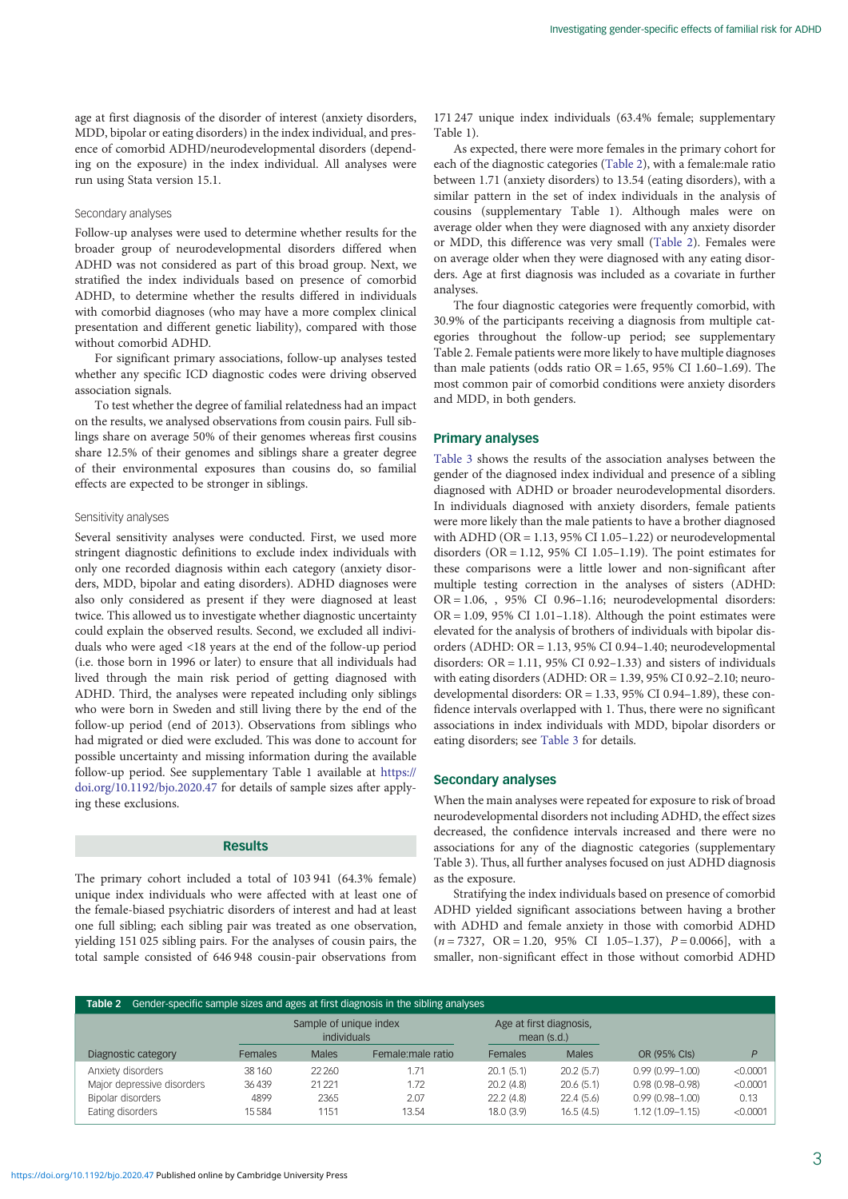age at first diagnosis of the disorder of interest (anxiety disorders, MDD, bipolar or eating disorders) in the index individual, and presence of comorbid ADHD/neurodevelopmental disorders (depending on the exposure) in the index individual. All analyses were run using Stata version 15.1.

### Secondary analyses

Follow-up analyses were used to determine whether results for the broader group of neurodevelopmental disorders differed when ADHD was not considered as part of this broad group. Next, we stratified the index individuals based on presence of comorbid ADHD, to determine whether the results differed in individuals with comorbid diagnoses (who may have a more complex clinical presentation and different genetic liability), compared with those without comorbid ADHD.

For significant primary associations, follow-up analyses tested whether any specific ICD diagnostic codes were driving observed association signals.

To test whether the degree of familial relatedness had an impact on the results, we analysed observations from cousin pairs. Full siblings share on average 50% of their genomes whereas first cousins share 12.5% of their genomes and siblings share a greater degree of their environmental exposures than cousins do, so familial effects are expected to be stronger in siblings.

### Sensitivity analyses

Several sensitivity analyses were conducted. First, we used more stringent diagnostic definitions to exclude index individuals with only one recorded diagnosis within each category (anxiety disorders, MDD, bipolar and eating disorders). ADHD diagnoses were also only considered as present if they were diagnosed at least twice. This allowed us to investigate whether diagnostic uncertainty could explain the observed results. Second, we excluded all individuals who were aged <18 years at the end of the follow-up period (i.e. those born in 1996 or later) to ensure that all individuals had lived through the main risk period of getting diagnosed with ADHD. Third, the analyses were repeated including only siblings who were born in Sweden and still living there by the end of the follow-up period (end of 2013). Observations from siblings who had migrated or died were excluded. This was done to account for possible uncertainty and missing information during the available follow-up period. See supplementary Table 1 available at https://doi.org/10.1192/bjo.2020.47 for details of sample sizes after applying these exclusions.

## Results

The primary cohort included a total of 103 941 (64.3% female) unique index individuals who were affected with at least one of the female-biased psychiatric disorders of interest and had at least one full sibling; each sibling pair was treated as one observation, yielding 151 025 sibling pairs. For the analyses of cousin pairs, the total sample consisted of 646 948 cousin-pair observations from 171 247 unique index individuals (63.4% female; supplementary Table 1).

As expected, there were more females in the primary cohort for each of the diagnostic categories (Table 2), with a female:male ratio between 1.71 (anxiety disorders) to 13.54 (eating disorders), with a similar pattern in the set of index individuals in the analysis of cousins (supplementary Table 1). Although males were on average older when they were diagnosed with any anxiety disorder or MDD, this difference was very small (Table 2). Females were on average older when they were diagnosed with any eating disorders. Age at first diagnosis was included as a covariate in further analyses.

The four diagnostic categories were frequently comorbid, with 30.9% of the participants receiving a diagnosis from multiple categories throughout the follow-up period; see supplementary Table 2. Female patients were more likely to have multiple diagnoses than male patients (odds ratio OR = 1.65, 95% CI 1.60–1.69). The most common pair of comorbid conditions were anxiety disorders and MDD, in both genders.

### Primary analyses

Table 3 shows the results of the association analyses between the gender of the diagnosed index individual and presence of a sibling diagnosed with ADHD or broader neurodevelopmental disorders. In individuals diagnosed with anxiety disorders, female patients were more likely than the male patients to have a brother diagnosed with ADHD (OR = 1.13, 95% CI 1.05–1.22) or neurodevelopmental disorders (OR = 1.12, 95% CI 1.05–1.19). The point estimates for these comparisons were a little lower and non-significant after multiple testing correction in the analyses of sisters (ADHD: OR = 1.06, , 95% CI 0.96–1.16; neurodevelopmental disorders: OR = 1.09, 95% CI 1.01–1.18). Although the point estimates were elevated for the analysis of brothers of individuals with bipolar disorders (ADHD: OR = 1.13, 95% CI 0.94–1.40; neurodevelopmental disorders: OR = 1.11, 95% CI 0.92–1.33) and sisters of individuals with eating disorders (ADHD: OR = 1.39, 95% CI 0.92–2.10; neurodevelopmental disorders: OR = 1.33, 95% CI 0.94–1.89), these confidence intervals overlapped with 1. Thus, there were no significant associations in index individuals with MDD, bipolar disorders or eating disorders; see Table 3 for details.

### Secondary analyses

When the main analyses were repeated for exposure to risk of broad neurodevelopmental disorders not including ADHD, the effect sizes decreased, the confidence intervals increased and there were no associations for any of the diagnostic categories (supplementary Table 3). Thus, all further analyses focused on just ADHD diagnosis as the exposure.

Stratifying the index individuals based on presence of comorbid ADHD yielded significant associations between having a brother with ADHD and female anxiety in those with comorbid ADHD ($n$ = 7327, OR = 1.20, 95% CI 1.05–1.37), $P$ = 0.0066], with a smaller, non-significant effect in those without comorbid ADHD

**Table 2** Gender-specific sample sizes and ages at first diagnosis in the sibling analyses

| | Sample of unique index individuals | | | Age at first diagnosis, mean (s.d.) | | | |
|---|---|---|---|---|---|---|---|
| Diagnostic category | Females | Males | Female:male ratio | Females | Males | OR (95% CIs) | $P$ |
| Anxiety disorders | 38 160 | 22 260 | 1.71 | 20.1 (5.1) | 20.2 (5.7) | 0.99 (0.99–1.00) | <0.0001 |
| Major depressive disorders | 36 439 | 21 221 | 1.72 | 20.2 (4.8) | 20.6 (5.1) | 0.98 (0.98–0.98) | <0.0001 |
| Bipolar disorders | 4899 | 2365 | 2.07 | 22.2 (4.8) | 22.4 (5.6) | 0.99 (0.98–1.00) | 0.13 |
| Eating disorders | 15 584 | 1151 | 13.54 | 18.0 (3.9) | 16.5 (4.5) | 1.12 (1.09–1.15) | <0.0001 |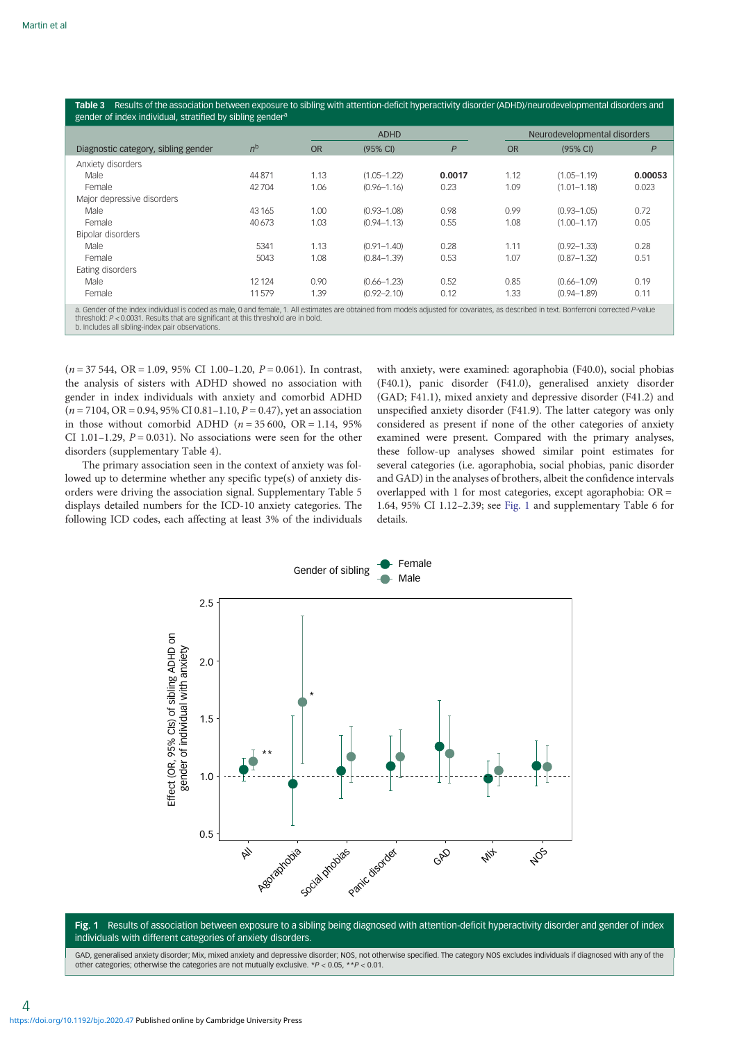**Table 3** Results of the association between exposure to sibling with attention-deficit hyperactivity disorder (ADHD)/neurodevelopmental disorders and gender of index individual, stratified by sibling gender[a]

| | | ADHD | | | Neurodevelopmental disorders | | |
|---|---|---|---|---|---|---|---|
| Diagnostic category, sibling gender | $n^b$ | OR | (95% CI) | *P* | OR | (95% CI) | *P* |
| Anxiety disorders | | | | | | | |
| Male | 44 871 | 1.13 | (1.05–1.22) | **0.0017** | 1.12 | (1.05–1.19) | **0.00053** |
| Female | 42 704 | 1.06 | (0.96–1.16) | 0.23 | 1.09 | (1.01–1.18) | 0.023 |
| Major depressive disorders | | | | | | | |
| Male | 43 165 | 1.00 | (0.93–1.08) | 0.98 | 0.99 | (0.93–1.05) | 0.72 |
| Female | 40 673 | 1.03 | (0.94–1.13) | 0.55 | 1.08 | (1.00–1.17) | 0.05 |
| Bipolar disorders | | | | | | | |
| Male | 5341 | 1.13 | (0.91–1.40) | 0.28 | 1.11 | (0.92–1.33) | 0.28 |
| Female | 5043 | 1.08 | (0.84–1.39) | 0.53 | 1.07 | (0.87–1.32) | 0.51 |
| Eating disorders | | | | | | | |
| Male | 12 124 | 0.90 | (0.66–1.23) | 0.52 | 0.85 | (0.66–1.09) | 0.19 |
| Female | 11 579 | 1.39 | (0.92–2.10) | 0.12 | 1.33 | (0.94–1.89) | 0.11 |

a. Gender of the index individual is coded as male, 0 and female, 1. All estimates are obtained from models adjusted for covariates, as described in text. Bonferroni corrected *P*-value threshold: $P < 0.0031$. Results that are significant at this threshold are in bold.
b. Includes all sibling-index pair observations.

($n = 37\,544$, OR = 1.09, 95% CI 1.00–1.20, $P = 0.061$). In contrast, the analysis of sisters with ADHD showed no association with gender in index individuals with anxiety and comorbid ADHD ($n = 7104$, OR = 0.94, 95% CI 0.81–1.10, $P = 0.47$), yet an association in those without comorbid ADHD ($n = 35\,600$, OR = 1.14, 95% CI 1.01–1.29, $P = 0.031$). No associations were seen for the other disorders (supplementary Table 4).

The primary association seen in the context of anxiety was followed up to determine whether any specific type(s) of anxiety disorders were driving the association signal. Supplementary Table 5 displays detailed numbers for the ICD-10 anxiety categories. The following ICD codes, each affecting at least 3% of the individuals with anxiety, were examined: agoraphobia (F40.0), social phobias (F40.1), panic disorder (F41.0), generalised anxiety disorder (GAD; F41.1), mixed anxiety and depressive disorder (F41.2) and unspecified anxiety disorder (F41.9). The latter category was only considered as present if none of the other categories of anxiety examined were present. Compared with the primary analyses, these follow-up analyses showed similar point estimates for several categories (i.e. agoraphobia, social phobias, panic disorder and GAD) in the analyses of brothers, albeit the confidence intervals overlapped with 1 for most categories, except agoraphobia: OR = 1.64, 95% CI 1.12–2.39; see Fig. 1 and supplementary Table 6 for details.

Gender of sibling
Female
Male
Effect (OR, 95% CIs) of sibling ADHD on gender of individual with anxiety
2.5
2.0
1.5
1.0
0.5
**
*
All
Agoraphobia
Social phobias
Panic disorder
GAD
Mix
NOS

**Fig. 1** Results of association between exposure to a sibling being diagnosed with attention-deficit hyperactivity disorder and gender of index individuals with different categories of anxiety disorders.

GAD, generalised anxiety disorder; Mix, mixed anxiety and depressive disorder; NOS, not otherwise specified. The category NOS excludes individuals if diagnosed with any of the other categories; otherwise the categories are not mutually exclusive. $*P < 0.05$, $**P < 0.01$.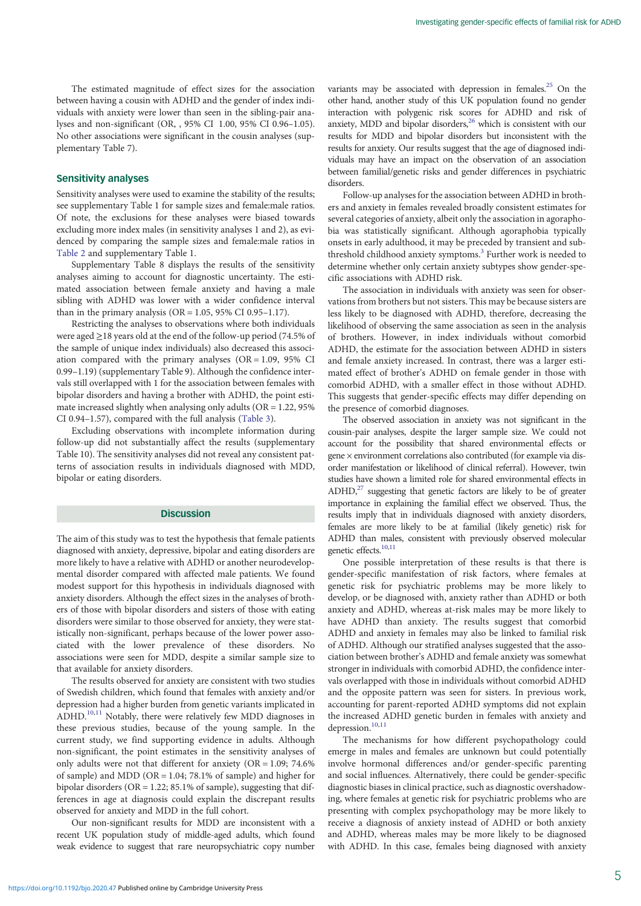The estimated magnitude of effect sizes for the association between having a cousin with ADHD and the gender of index individuals with anxiety were lower than seen in the sibling-pair analyses and non-significant (OR, , 95% CI 1.00, 95% CI 0.96–1.05). No other associations were significant in the cousin analyses (supplementary Table 7).

### Sensitivity analyses

Sensitivity analyses were used to examine the stability of the results; see supplementary Table 1 for sample sizes and female:male ratios. Of note, the exclusions for these analyses were biased towards excluding more index males (in sensitivity analyses 1 and 2), as evidenced by comparing the sample sizes and female:male ratios in Table 2 and supplementary Table 1.

Supplementary Table 8 displays the results of the sensitivity analyses aiming to account for diagnostic uncertainty. The estimated association between female anxiety and having a male sibling with ADHD was lower with a wider confidence interval than in the primary analysis (OR = 1.05, 95% CI 0.95–1.17).

Restricting the analyses to observations where both individuals were aged ≥18 years old at the end of the follow-up period (74.5% of the sample of unique index individuals) also decreased this association compared with the primary analyses (OR = 1.09, 95% CI 0.99–1.19) (supplementary Table 9). Although the confidence intervals still overlapped with 1 for the association between females with bipolar disorders and having a brother with ADHD, the point estimate increased slightly when analysing only adults (OR = 1.22, 95% CI 0.94–1.57), compared with the full analysis (Table 3).

Excluding observations with incomplete information during follow-up did not substantially affect the results (supplementary Table 10). The sensitivity analyses did not reveal any consistent patterns of association results in individuals diagnosed with MDD, bipolar or eating disorders.

## Discussion

The aim of this study was to test the hypothesis that female patients diagnosed with anxiety, depressive, bipolar and eating disorders are more likely to have a relative with ADHD or another neurodevelopmental disorder compared with affected male patients. We found modest support for this hypothesis in individuals diagnosed with anxiety disorders. Although the effect sizes in the analyses of brothers of those with bipolar disorders and sisters of those with eating disorders were similar to those observed for anxiety, they were statistically non-significant, perhaps because of the lower power associated with the lower prevalence of these disorders. No associations were seen for MDD, despite a similar sample size to that available for anxiety disorders.

The results observed for anxiety are consistent with two studies of Swedish children, which found that females with anxiety and/or depression had a higher burden from genetic variants implicated in ADHD.[10,11] Notably, there were relatively few MDD diagnoses in these previous studies, because of the young sample. In the current study, we find supporting evidence in adults. Although non-significant, the point estimates in the sensitivity analyses of only adults were not that different for anxiety (OR = 1.09; 74.6% of sample) and MDD (OR = 1.04; 78.1% of sample) and higher for bipolar disorders (OR = 1.22; 85.1% of sample), suggesting that differences in age at diagnosis could explain the discrepant results observed for anxiety and MDD in the full cohort.

Our non-significant results for MDD are inconsistent with a recent UK population study of middle-aged adults, which found weak evidence to suggest that rare neuropsychiatric copy number variants may be associated with depression in females.[25] On the other hand, another study of this UK population found no gender interaction with polygenic risk scores for ADHD and risk of anxiety, MDD and bipolar disorders,[26] which is consistent with our results for MDD and bipolar disorders but inconsistent with the results for anxiety. Our results suggest that the age of diagnosed individuals may have an impact on the observation of an association between familial/genetic risks and gender differences in psychiatric disorders.

Follow-up analyses for the association between ADHD in brothers and anxiety in females revealed broadly consistent estimates for several categories of anxiety, albeit only the association in agoraphobia was statistically significant. Although agoraphobia typically onsets in early adulthood, it may be preceded by transient and subthreshold childhood anxiety symptoms.[3] Further work is needed to determine whether only certain anxiety subtypes show gender-specific associations with ADHD risk.

The association in individuals with anxiety was seen for observations from brothers but not sisters. This may be because sisters are less likely to be diagnosed with ADHD, therefore, decreasing the likelihood of observing the same association as seen in the analysis of brothers. However, in index individuals without comorbid ADHD, the estimate for the association between ADHD in sisters and female anxiety increased. In contrast, there was a larger estimated effect of brother's ADHD on female gender in those with comorbid ADHD, with a smaller effect in those without ADHD. This suggests that gender-specific effects may differ depending on the presence of comorbid diagnoses.

The observed association in anxiety was not significant in the cousin-pair analyses, despite the larger sample size. We could not account for the possibility that shared environmental effects or gene × environment correlations also contributed (for example via disorder manifestation or likelihood of clinical referral). However, twin studies have shown a limited role for shared environmental effects in ADHD,[27] suggesting that genetic factors are likely to be of greater importance in explaining the familial effect we observed. Thus, the results imply that in individuals diagnosed with anxiety disorders, females are more likely to be at familial (likely genetic) risk for ADHD than males, consistent with previously observed molecular genetic effects.[10,11]

One possible interpretation of these results is that there is gender-specific manifestation of risk factors, where females at genetic risk for psychiatric problems may be more likely to develop, or be diagnosed with, anxiety rather than ADHD or both anxiety and ADHD, whereas at-risk males may be more likely to have ADHD than anxiety. The results suggest that comorbid ADHD and anxiety in females may also be linked to familial risk of ADHD. Although our stratified analyses suggested that the association between brother's ADHD and female anxiety was somewhat stronger in individuals with comorbid ADHD, the confidence intervals overlapped with those in individuals without comorbid ADHD and the opposite pattern was seen for sisters. In previous work, accounting for parent-reported ADHD symptoms did not explain the increased ADHD genetic burden in females with anxiety and depression.[10,11]

The mechanisms for how different psychopathology could emerge in males and females are unknown but could potentially involve hormonal differences and/or gender-specific parenting and social influences. Alternatively, there could be gender-specific diagnostic biases in clinical practice, such as diagnostic overshadowing, where females at genetic risk for psychiatric problems who are presenting with complex psychopathology may be more likely to receive a diagnosis of anxiety instead of ADHD or both anxiety and ADHD, whereas males may be more likely to be diagnosed with ADHD. In this case, females being diagnosed with anxiety

https://doi.org/10.1192/bjo.2020.47 Published online by Cambridge University Press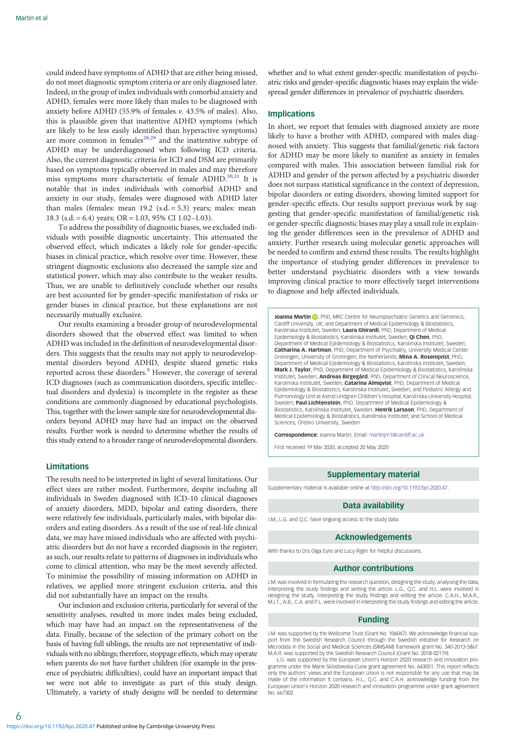could indeed have symptoms of ADHD that are either being missed, do not meet diagnostic symptom criteria or are only diagnosed later. Indeed, in the group of index individuals with comorbid anxiety and ADHD, females were more likely than males to be diagnosed with anxiety before ADHD (55.9% of females *v.* 43.5% of males). Also, this is plausible given that inattentive ADHD symptoms (which are likely to be less easily identified than hyperactive symptoms) are more common in females[28,29] and the inattentive subtype of ADHD may be underdiagnosed when following ICD criteria. Also, the current diagnostic criteria for ICD and DSM are primarily based on symptoms typically observed in males and may therefore miss symptoms more characteristic of female ADHD.[30,31] It is notable that in index individuals with comorbid ADHD and anxiety in our study, females were diagnosed with ADHD later than males (females: mean 19.2 (s.d. = 5.3) years; males: mean 18.3 (s.d. = 6.4) years; OR = 1.03, 95% CI 1.02–1.03).

To address the possibility of diagnostic biases, we excluded individuals with possible diagnostic uncertainty. This attenuated the observed effect, which indicates a likely role for gender-specific biases in clinical practice, which resolve over time. However, these stringent diagnostic exclusions also decreased the sample size and statistical power, which may also contribute to the weaker results. Thus, we are unable to definitively conclude whether our results are best accounted for by gender-specific manifestation of risks or gender biases in clinical practice, but these explanations are not necessarily mutually exclusive.

Our results examining a broader group of neurodevelopmental disorders showed that the observed effect was limited to when ADHD was included in the definition of neurodevelopmental disorders. This suggests that the results may not apply to neurodevelopmental disorders beyond ADHD, despite shared genetic risks reported across these disorders.[9] However, the coverage of several ICD diagnoses (such as communication disorders, specific intellectual disorders and dyslexia) is incomplete in the register as these conditions are commonly diagnosed by educational psychologists. This, together with the lower sample size for neurodevelopmental disorders beyond ADHD may have had an impact on the observed results. Further work is needed to determine whether the results of this study extend to a broader range of neurodevelopmental disorders.

## Limitations

The results need to be interpreted in light of several limitations. Our effect sizes are rather modest. Furthermore, despite including all individuals in Sweden diagnosed with ICD-10 clinical diagnoses of anxiety disorders, MDD, bipolar and eating disorders, there were relatively few individuals, particularly males, with bipolar disorders and eating disorders. As a result of the use of real-life clinical data, we may have missed individuals who are affected with psychiatric disorders but do not have a recorded diagnosis in the register; as such, our results relate to patterns of diagnoses in individuals who come to clinical attention, who may be the most severely affected. To minimise the possibility of missing information on ADHD in relatives, we applied more stringent exclusion criteria, and this did not substantially have an impact on the results.

Our inclusion and exclusion criteria, particularly for several of the sensitivity analyses, resulted in more index males being excluded, which may have had an impact on the representativeness of the data. Finally, because of the selection of the primary cohort on the basis of having full siblings, the results are not representative of individuals with no siblings; therefore, stoppage effects, which may operate when parents do not have further children (for example in the presence of psychiatric difficulties), could have an important impact that we were not able to investigate as part of this study design. Ultimately, a variety of study designs will be needed to determine whether and to what extent gender-specific manifestation of psychiatric risks and gender-specific diagnostic biases may explain the widespread gender differences in prevalence of psychiatric disorders.

## Implications

In short, we report that females with diagnosed anxiety are more likely to have a brother with ADHD, compared with males diagnosed with anxiety. This suggests that familial/genetic risk factors for ADHD may be more likely to manifest as anxiety in females compared with males. This association between familial risk for ADHD and gender of the person affected by a psychiatric disorder does not surpass statistical significance in the context of depression, bipolar disorders or eating disorders, showing limited support for gender-specific effects. Our results support previous work by suggesting that gender-specific manifestation of familial/genetic risk or gender-specific diagnostic biases may play a small role in explaining the gender differences seen in the prevalence of ADHD and anxiety. Further research using molecular genetic approaches will be needed to confirm and extend these results. The results highlight the importance of studying gender differences in prevalence to better understand psychiatric disorders with a view towards improving clinical practice to more effectively target interventions to diagnose and help affected individuals.

**Joanna Martin**, PhD, MRC Centre for Neuropsychiatric Genetics and Genomics, Cardiff University, UK; and Department of Medical Epidemiology & Biostatistics, Karolinska Institutet, Sweden; **Laura Ghirardi**, PhD, Department of Medical Epidemiology & Biostatistics, Karolinska Institutet, Sweden; **Qi Chen**, PhD, Department of Medical Epidemiology & Biostatistics, Karolinska Institutet, Sweden; **Catharina A. Hartman**, PhD, Department of Psychiatry, University Medical Center Groningen, University of Groningen, the Netherlands; **Mina A. Rosenqvist**, PhD, Department of Medical Epidemiology & Biostatistics, Karolinska Institutet, Sweden; **Mark J. Taylor**, PhD, Department of Medical Epidemiology & Biostatistics, Karolinska Institutet, Sweden; **Andreas Birgegård**, PhD, Department of Clinical Neuroscience, Karolinska Institutet, Sweden; **Catarina Almqvist**, PhD, Department of Medical Epidemiology & Biostatistics, Karolinska Institutet, Sweden; and Pediatric Allergy and Pulmonology Unit at Astrid Lindgren Children's Hospital, Karolinska University Hospital, Sweden; **Paul Lichtenstein**, PhD, Department of Medical Epidemiology & Biostatistics, Karolinska Institutet, Sweden; **Henrik Larsson**, PhD, Department of Medical Epidemiology & Biostatistics, Karolinska Institutet; and School of Medical Sciences, Örebro University, Sweden

**Correspondence:** Joanna Martin. Email: martinjm1@cardiff.ac.uk

First received 19 Mar 2020, accepted 20 May 2020

## Supplementary material

Supplementary material is available online at http://doi.org/10.1192/bjo.2020.47.

## Data availability

J.M., L.G. and Q.C. have ongoing access to the study data.

## Acknowledgements

With thanks to Drs Olga Eyre and Lucy Riglin for helpful discussions.

## Author contributions

J.M. was involved in formulating the research question, designing the study, analysing the data, interpreting the study findings and writing the article. L.G., Q.C. and H.L. were involved in designing the study, interpreting the study findings and editing the article. C.A.H., M.A.R., M.J.T., A.B., C.A. and P.L. were involved in interpreting the study findings and editing the article.

## Funding

J.M. was supported by the Wellcome Trust (Grant No. 106047). We acknowledge financial support from the Swedish Research Council through the Swedish Initiative for Research on Microdata in the Social and Medical Sciences (SIMSAM) framework grant No. 340-2013-5867. M.A.R. was supported by the Swedish Research Council (Grant No. 2018-02119).

L.G. was supported by the European Union's Horizon 2020 research and innovation programme under the Marie Sklodowska-Curie grant agreement No. 643051. This report reflects only the authors' views and the European Union is not responsible for any use that may be made of the information it contains. H.L., Q.C. and C.A.H. acknowledge funding from the European Union's Horizon 2020 research and innovation programme under grant agreement No. 667302.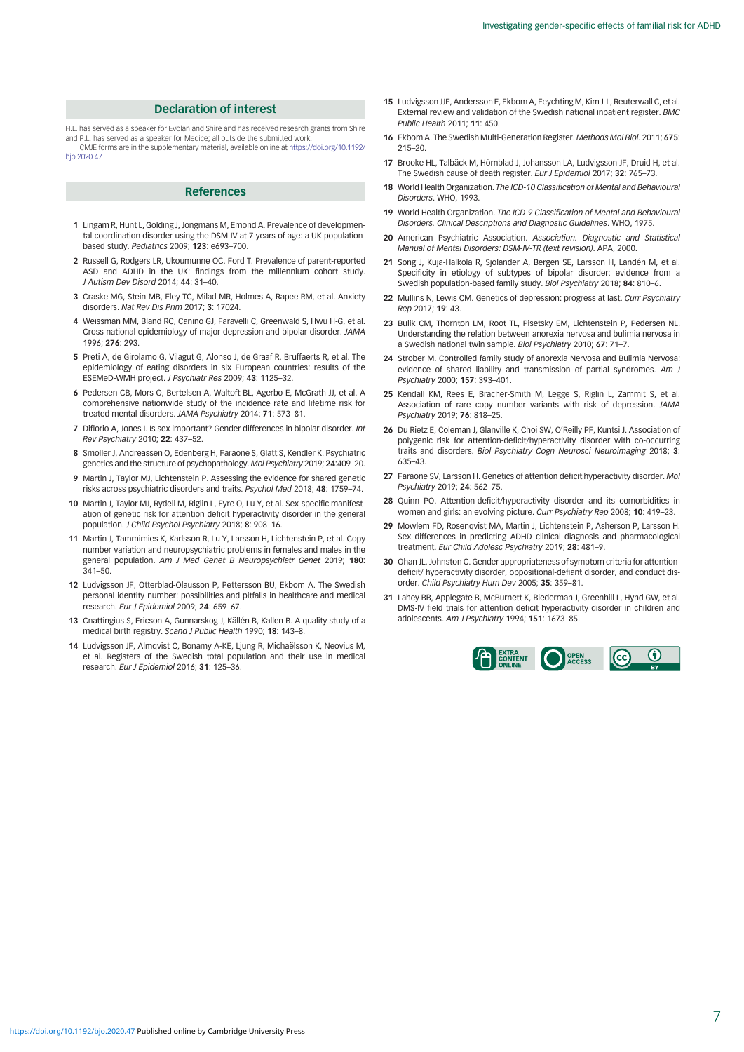## Declaration of interest

H.L. has served as a speaker for Evolan and Shire and has received research grants from Shire and P.L. has served as a speaker for Medice; all outside the submitted work.

ICMJE forms are in the supplementary material, available online at https://doi.org/10.1192/bjo.2020.47.

## References

1. Lingam R, Hunt L, Golding J, Jongmans M, Emond A. Prevalence of developmental coordination disorder using the DSM-IV at 7 years of age: a UK population-based study. *Pediatrics* 2009; **123**: e693–700.
2. Russell G, Rodgers LR, Ukoumunne OC, Ford T. Prevalence of parent-reported ASD and ADHD in the UK: findings from the millennium cohort study. *J Autism Dev Disord* 2014; **44**: 31–40.
3. Craske MG, Stein MB, Eley TC, Milad MR, Holmes A, Rapee RM, et al. Anxiety disorders. *Nat Rev Dis Prim* 2017; **3**: 17024.
4. Weissman MM, Bland RC, Canino GJ, Faravelli C, Greenwald S, Hwu H-G, et al. Cross-national epidemiology of major depression and bipolar disorder. *JAMA* 1996; **276**: 293.
5. Preti A, de Girolamo G, Vilagut G, Alonso J, de Graaf R, Bruffaerts R, et al. The epidemiology of eating disorders in six European countries: results of the ESEMeD-WMH project. *J Psychiatr Res* 2009; **43**: 1125–32.
6. Pedersen CB, Mors O, Bertelsen A, Waltoft BL, Agerbo E, McGrath JJ, et al. A comprehensive nationwide study of the incidence rate and lifetime risk for treated mental disorders. *JAMA Psychiatry* 2014; **71**: 573–81.
7. Diflorio A, Jones I. Is sex important? Gender differences in bipolar disorder. *Int Rev Psychiatry* 2010; **22**: 437–52.
8. Smoller J, Andreassen O, Edenberg H, Faraone S, Glatt S, Kendler K. Psychiatric genetics and the structure of psychopathology. *Mol Psychiatry* 2019; **24**:409–20.
9. Martin J, Taylor MJ, Lichtenstein P. Assessing the evidence for shared genetic risks across psychiatric disorders and traits. *Psychol Med* 2018; **48**: 1759–74.
10. Martin J, Taylor MJ, Rydell M, Riglin L, Eyre O, Lu Y, et al. Sex-specific manifestation of genetic risk for attention deficit hyperactivity disorder in the general population. *J Child Psychol Psychiatry* 2018; **8**: 908–16.
11. Martin J, Tammimies K, Karlsson R, Lu Y, Larsson H, Lichtenstein P, et al. Copy number variation and neuropsychiatric problems in females and males in the general population. *Am J Med Genet B Neuropsychiatr Genet* 2019; **180**: 341–50.
12. Ludvigsson JF, Otterblad-Olausson P, Pettersson BU, Ekbom A. The Swedish personal identity number: possibilities and pitfalls in healthcare and medical research. *Eur J Epidemiol* 2009; **24**: 659–67.
13. Cnattingius S, Ericson A, Gunnarskog J, Källén B, Kallen B. A quality study of a medical birth registry. *Scand J Public Health* 1990; **18**: 143–8.
14. Ludvigsson JF, Almqvist C, Bonamy A-KE, Ljung R, Michaëlsson K, Neovius M, et al. Registers of the Swedish total population and their use in medical research. *Eur J Epidemiol* 2016; **31**: 125–36.
15. Ludvigsson JJF, Andersson E, Ekbom A, Feychting M, Kim J-L, Reuterwall C, et al. External review and validation of the Swedish national inpatient register. *BMC Public Health* 2011; **11**: 450.
16. Ekbom A. The Swedish Multi-Generation Register. *Methods Mol Biol.* 2011; **675**: 215–20.
17. Brooke HL, Talbäck M, Hörnblad J, Johansson LA, Ludvigsson JF, Druid H, et al. The Swedish cause of death register. *Eur J Epidemiol* 2017; **32**: 765–73.
18. World Health Organization. *The ICD-10 Classification of Mental and Behavioural Disorders*. WHO, 1993.
19. World Health Organization. *The ICD-9 Classification of Mental and Behavioural Disorders. Clinical Descriptions and Diagnostic Guidelines*. WHO, 1975.
20. American Psychiatric Association. *Association. Diagnostic and Statistical Manual of Mental Disorders: DSM-IV-TR (text revision)*. APA, 2000.
21. Song J, Kuja-Halkola R, Sjölander A, Bergen SE, Larsson H, Landén M, et al. Specificity in etiology of subtypes of bipolar disorder: evidence from a Swedish population-based family study. *Biol Psychiatry* 2018; **84**: 810–6.
22. Mullins N, Lewis CM. Genetics of depression: progress at last. *Curr Psychiatry Rep* 2017; **19**: 43.
23. Bulik CM, Thornton LM, Root TL, Pisetsky EM, Lichtenstein P, Pedersen NL. Understanding the relation between anorexia nervosa and bulimia nervosa in a Swedish national twin sample. *Biol Psychiatry* 2010; **67**: 71–7.
24. Strober M. Controlled family study of anorexia Nervosa and Bulimia Nervosa: evidence of shared liability and transmission of partial syndromes. *Am J Psychiatry* 2000; **157**: 393–401.
25. Kendall KM, Rees E, Bracher-Smith M, Legge S, Riglin L, Zammit S, et al. Association of rare copy number variants with risk of depression. *JAMA Psychiatry* 2019; **76**: 818–25.
26. Du Rietz E, Coleman J, Glanville K, Choi SW, O'Reilly PF, Kuntsi J. Association of polygenic risk for attention-deficit/hyperactivity disorder with co-occurring traits and disorders. *Biol Psychiatry Cogn Neurosci Neuroimaging* 2018; **3**: 635–43.
27. Faraone SV, Larsson H. Genetics of attention deficit hyperactivity disorder. *Mol Psychiatry* 2019; **24**: 562–75.
28. Quinn PO. Attention-deficit/hyperactivity disorder and its comorbidities in women and girls: an evolving picture. *Curr Psychiatry Rep* 2008; **10**: 419–23.
29. Mowlem FD, Rosenqvist MA, Martin J, Lichtenstein P, Asherson P, Larsson H. Sex differences in predicting ADHD clinical diagnosis and pharmacological treatment. *Eur Child Adolesc Psychiatry* 2019; **28**: 481–9.
30. Ohan JL, Johnston C. Gender appropriateness of symptom criteria for attention-deficit/ hyperactivity disorder, oppositional-defiant disorder, and conduct disorder. *Child Psychiatry Hum Dev* 2005; **35**: 359–81.
31. Lahey BB, Applegate B, McBurnett K, Biederman J, Greenhill L, Hynd GW, et al. DMS-IV field trials for attention deficit hyperactivity disorder in children and adolescents. *Am J Psychiatry* 1994; **151**: 1673–85.